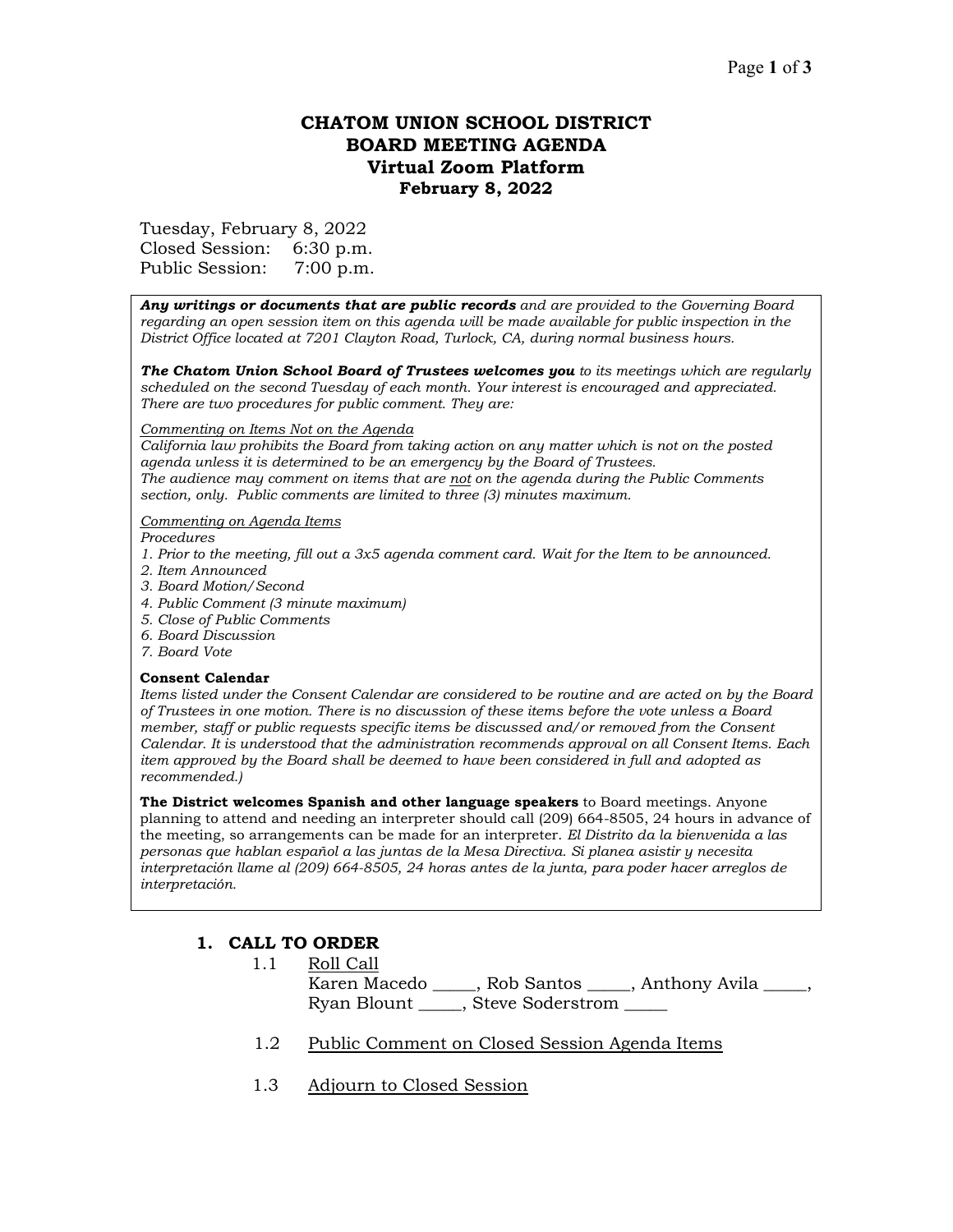# CHATOM UNION SCHOOL DISTRICT
# BOARD MEETING AGENDA
## Virtual Zoom Platform
## February 8, 2022

Tuesday, February 8, 2022
Closed Session: 6:30 p.m.
Public Session: 7:00 p.m.

***Any writings or documents that are public records*** *and are provided to the Governing Board regarding an open session item on this agenda will be made available for public inspection in the District Office located at 7201 Clayton Road, Turlock, CA, during normal business hours.*

***The Chatom Union School Board of Trustees welcomes you*** *to its meetings which are regularly scheduled on the second Tuesday of each month. Your interest is encouraged and appreciated. There are two procedures for public comment. They are:*

*Commenting on Items Not on the Agenda*
*California law prohibits the Board from taking action on any matter which is not on the posted agenda unless it is determined to be an emergency by the Board of Trustees.*
*The audience may comment on items that are not on the agenda during the Public Comments section, only. Public comments are limited to three (3) minutes maximum.*

*Commenting on Agenda Items*
*Procedures*
*1. Prior to the meeting, fill out a 3x5 agenda comment card. Wait for the Item to be announced.*
*2. Item Announced*
*3. Board Motion/Second*
*4. Public Comment (3 minute maximum)*
*5. Close of Public Comments*
*6. Board Discussion*
*7. Board Vote*

**Consent Calendar**
*Items listed under the Consent Calendar are considered to be routine and are acted on by the Board of Trustees in one motion. There is no discussion of these items before the vote unless a Board member, staff or public requests specific items be discussed and/or removed from the Consent Calendar. It is understood that the administration recommends approval on all Consent Items. Each item approved by the Board shall be deemed to have been considered in full and adopted as recommended.)*

**The District welcomes Spanish and other language speakers** to Board meetings. Anyone planning to attend and needing an interpreter should call (209) 664-8505, 24 hours in advance of the meeting, so arrangements can be made for an interpreter. *El Distrito da la bienvenida a las personas que hablan español a las juntas de la Mesa Directiva. Si planea asistir y necesita interpretación llame al (209) 664-8505, 24 horas antes de la junta, para poder hacer arreglos de interpretación.*

## 1. CALL TO ORDER

1.1 Roll Call
Karen Macedo _____, Rob Santos _____, Anthony Avila _____, Ryan Blount _____, Steve Soderstrom _____

1.2 Public Comment on Closed Session Agenda Items

1.3 Adjourn to Closed Session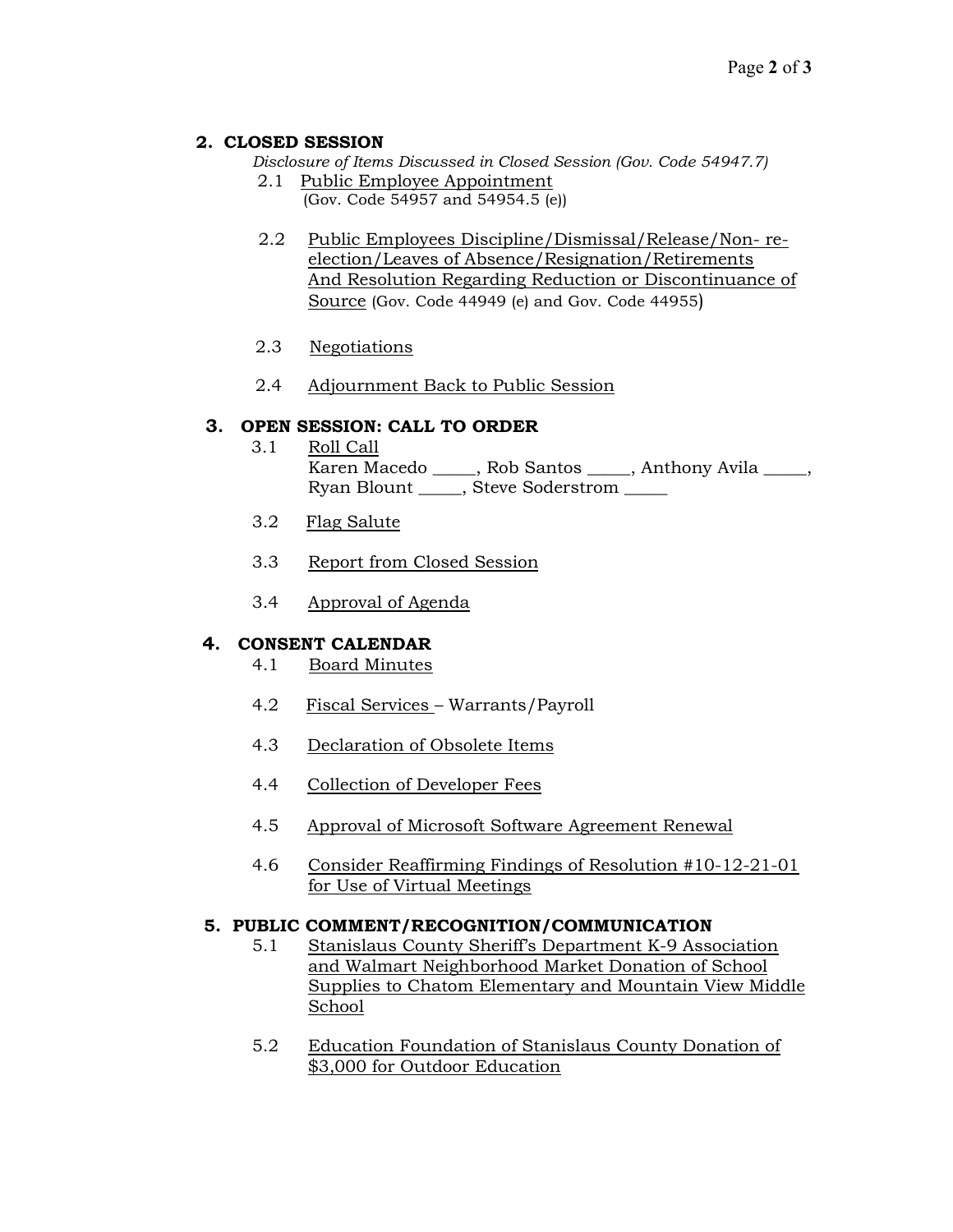## 2. CLOSED SESSION

*Disclosure of Items Discussed in Closed Session (Gov. Code 54947.7)*

2.1 Public Employee Appointment
(Gov. Code 54957 and 54954.5 (e))

2.2 Public Employees Discipline/Dismissal/Release/Non- re-election/Leaves of Absence/Resignation/Retirements And Resolution Regarding Reduction or Discontinuance of Source (Gov. Code 44949 (e) and Gov. Code 44955)

2.3 Negotiations

2.4 Adjournment Back to Public Session

## 3. OPEN SESSION: CALL TO ORDER

3.1 Roll Call
Karen Macedo _____, Rob Santos _____, Anthony Avila _____, Ryan Blount _____, Steve Soderstrom _____

3.2 Flag Salute

3.3 Report from Closed Session

3.4 Approval of Agenda

## 4. CONSENT CALENDAR

4.1 Board Minutes

4.2 Fiscal Services – Warrants/Payroll

4.3 Declaration of Obsolete Items

4.4 Collection of Developer Fees

4.5 Approval of Microsoft Software Agreement Renewal

4.6 Consider Reaffirming Findings of Resolution #10-12-21-01 for Use of Virtual Meetings

## 5. PUBLIC COMMENT/RECOGNITION/COMMUNICATION

5.1 Stanislaus County Sheriff's Department K-9 Association and Walmart Neighborhood Market Donation of School Supplies to Chatom Elementary and Mountain View Middle School

5.2 Education Foundation of Stanislaus County Donation of $3,000 for Outdoor Education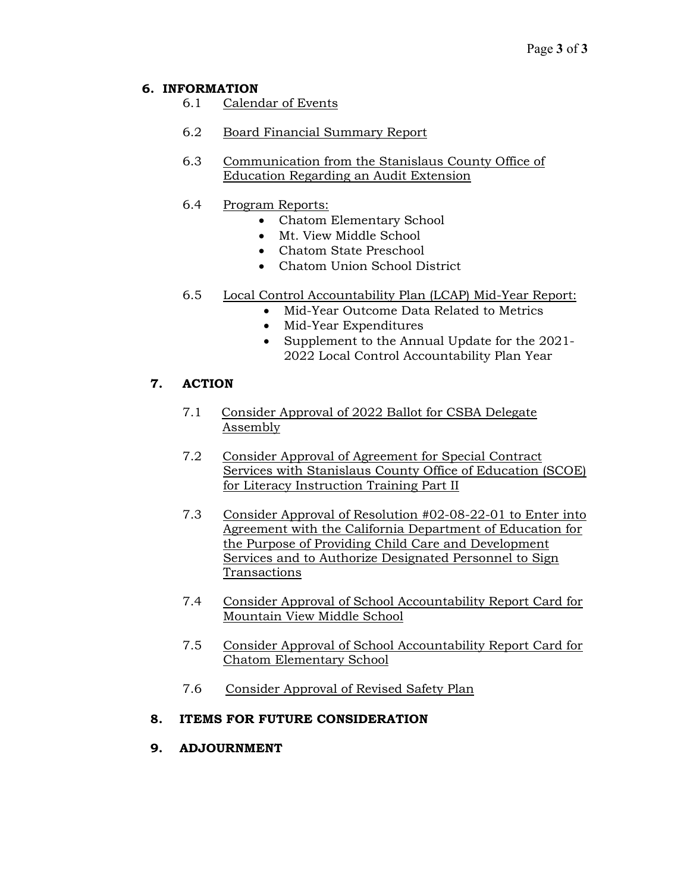## 6. INFORMATION

6.1 Calendar of Events

6.2 Board Financial Summary Report

6.3 Communication from the Stanislaus County Office of Education Regarding an Audit Extension

6.4 Program Reports:
- Chatom Elementary School
- Mt. View Middle School
- Chatom State Preschool
- Chatom Union School District

6.5 Local Control Accountability Plan (LCAP) Mid-Year Report:
- Mid-Year Outcome Data Related to Metrics
- Mid-Year Expenditures
- Supplement to the Annual Update for the 2021-2022 Local Control Accountability Plan Year

## 7. ACTION

7.1 Consider Approval of 2022 Ballot for CSBA Delegate Assembly

7.2 Consider Approval of Agreement for Special Contract Services with Stanislaus County Office of Education (SCOE) for Literacy Instruction Training Part II

7.3 Consider Approval of Resolution #02-08-22-01 to Enter into Agreement with the California Department of Education for the Purpose of Providing Child Care and Development Services and to Authorize Designated Personnel to Sign Transactions

7.4 Consider Approval of School Accountability Report Card for Mountain View Middle School

7.5 Consider Approval of School Accountability Report Card for Chatom Elementary School

7.6 Consider Approval of Revised Safety Plan

## 8. ITEMS FOR FUTURE CONSIDERATION

## 9. ADJOURNMENT